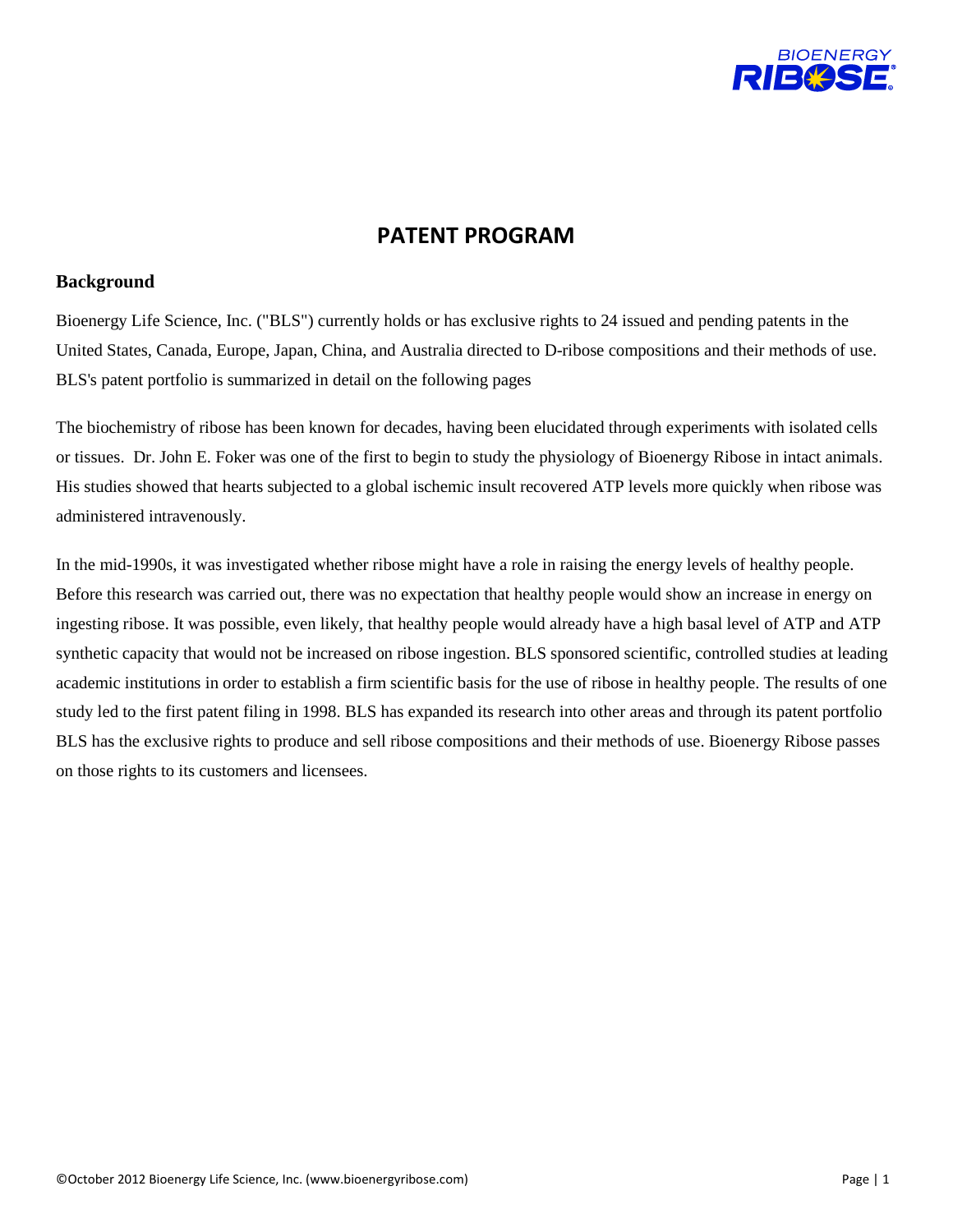# PATENT PROGRAM

## Background

Bioenergy Life Science, Inc. ("BLS") currently holds or has exclusive rights to 24 issued and pending patents in the United States, Canada, Europe, Japan, China, and Australia directed to D-ribose compositions and their methods of use. BLS's patent portfolio is summarized in detail on the following pages

The biochemistry of ribose has been known for decades, having been elucidated through experiments with isolated cells or tissues. Dr. John E. Foker was one of the first to begin to study the physiology of Bioenergy Ribose in intact animals. His studies showed that hearts subjected to a global ischemic insult recovered ATP levels more quickly when ribose was administered intravenously.

In the mid-1990s, it was investigated whether ribose might have a role in raising the energy levels of healthy people. Before this research was carried out, there was no expectation that healthy people would show an increase in energy on ingesting ribose. It was possible, even likely, that healthy people would already have a high basal level of ATP and ATP synthetic capacity that would not be increased on ribose ingestion. BLS sponsored scientific, controlled studies at leading academic institutions in order to establish a firm scientific basis for the use of ribose in healthy people. The results of one study led to the first patent filing in 1998. BLS has expanded its research into other areas and through its patent portfolio BLS has the exclusive rights to produce and sell ribose compositions and their methods of use. Bioenergy Ribose passes on those rights to its customers and licensees.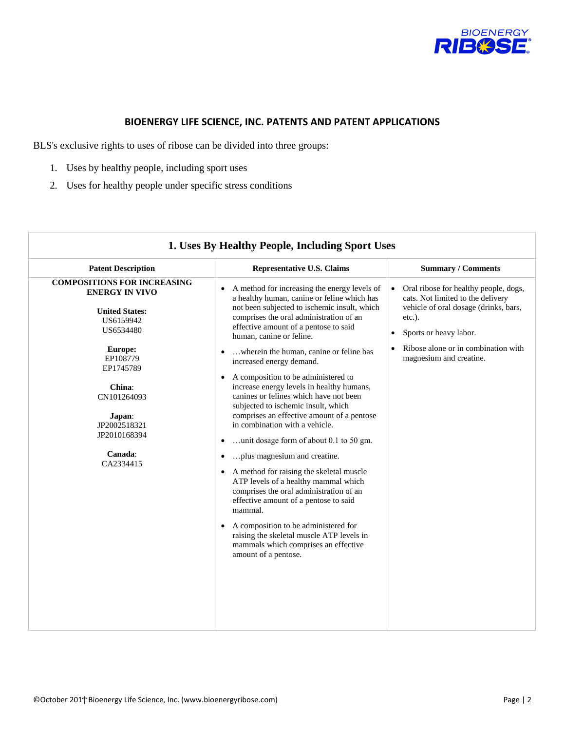## BIOENERGY LIFE SCIENCE, INC. PATENTS AND PATENT APPLICATIONS

BLS's exclusive rights to uses of ribose can be divided into three groups:

1. Uses by healthy people, including sport uses
2. Uses for healthy people under specific stress conditions

| **1. Uses By Healthy People, Including Sport Uses** | | |
|---|---|---|
| **Patent Description** | **Representative U.S. Claims** | **Summary / Comments** |
| **COMPOSITIONS FOR INCREASING ENERGY IN VIVO**<br><br>**United States:**<br>US6159942<br>US6534480<br><br>**Europe:**<br>EP108779<br>EP1745789<br><br>**China:**<br>CN101264093<br><br>**Japan:**<br>JP2002518321<br>JP2010168394<br><br>**Canada:**<br>CA2334415 | • A method for increasing the energy levels of a healthy human, canine or feline which has not been subjected to ischemic insult, which comprises the oral administration of an effective amount of a pentose to said human, canine or feline.<br>• …wherein the human, canine or feline has increased energy demand.<br>• A composition to be administered to increase energy levels in healthy humans, canines or felines which have not been subjected to ischemic insult, which comprises an effective amount of a pentose in combination with a vehicle.<br>• …unit dosage form of about 0.1 to 50 gm.<br>• …plus magnesium and creatine.<br>• A method for raising the skeletal muscle ATP levels of a healthy mammal which comprises the oral administration of an effective amount of a pentose to said mammal.<br>• A composition to be administered for raising the skeletal muscle ATP levels in mammals which comprises an effective amount of a pentose. | • Oral ribose for healthy people, dogs, cats. Not limited to the delivery vehicle of oral dosage (drinks, bars, etc.).<br>• Sports or heavy labor.<br>• Ribose alone or in combination with magnesium and creatine. |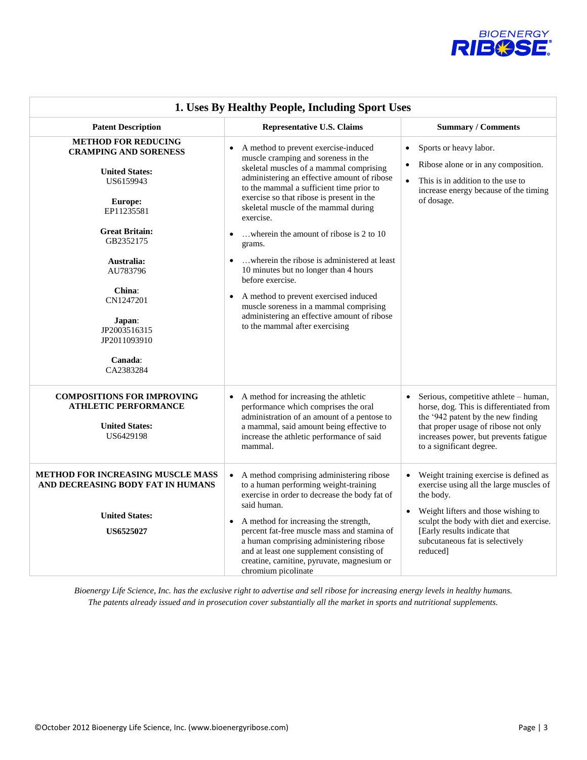## 1. Uses By Healthy People, Including Sport Uses

| Patent Description | Representative U.S. Claims | Summary / Comments |
|---|---|---|
| **METHOD FOR REDUCING CRAMPING AND SORENESS**<br><br>**United States:** US6159943<br><br>**Europe:** EP11235581<br><br>**Great Britain:** GB2352175<br><br>**Australia:** AU783796<br><br>**China**: CN1247201<br><br>**Japan**: JP2003516315 JP2011093910<br><br>**Canada**: CA2383284 | • A method to prevent exercise-induced muscle cramping and soreness in the skeletal muscles of a mammal comprising administering an effective amount of ribose to the mammal a sufficient time prior to exercise so that ribose is present in the skeletal muscle of the mammal during exercise.<br>• …wherein the amount of ribose is 2 to 10 grams.<br>• …wherein the ribose is administered at least 10 minutes but no longer than 4 hours before exercise.<br>• A method to prevent exercised induced muscle soreness in a mammal comprising administering an effective amount of ribose to the mammal after exercising | • Sports or heavy labor.<br>• Ribose alone or in any composition.<br>• This is in addition to the use to increase energy because of the timing of dosage. |
| **COMPOSITIONS FOR IMPROVING ATHLETIC PERFORMANCE**<br><br>**United States:** US6429198 | • A method for increasing the athletic performance which comprises the oral administration of an amount of a pentose to a mammal, said amount being effective to increase the athletic performance of said mammal. | • Serious, competitive athlete – human, horse, dog. This is differentiated from the '942 patent by the new finding that proper usage of ribose not only increases power, but prevents fatigue to a significant degree. |
| **METHOD FOR INCREASING MUSCLE MASS AND DECREASING BODY FAT IN HUMANS**<br><br>**United States:**<br><br>**US6525027** | • A method comprising administering ribose to a human performing weight-training exercise in order to decrease the body fat of said human.<br>• A method for increasing the strength, percent fat-free muscle mass and stamina of a human comprising administering ribose and at least one supplement consisting of creatine, carnitine, pyruvate, magnesium or chromium picolinate | • Weight training exercise is defined as exercise using all the large muscles of the body.<br>• Weight lifters and those wishing to sculpt the body with diet and exercise. [Early results indicate that subcutaneous fat is selectively reduced] |

*Bioenergy Life Science, Inc. has the exclusive right to advertise and sell ribose for increasing energy levels in healthy humans. The patents already issued and in prosecution cover substantially all the market in sports and nutritional supplements.*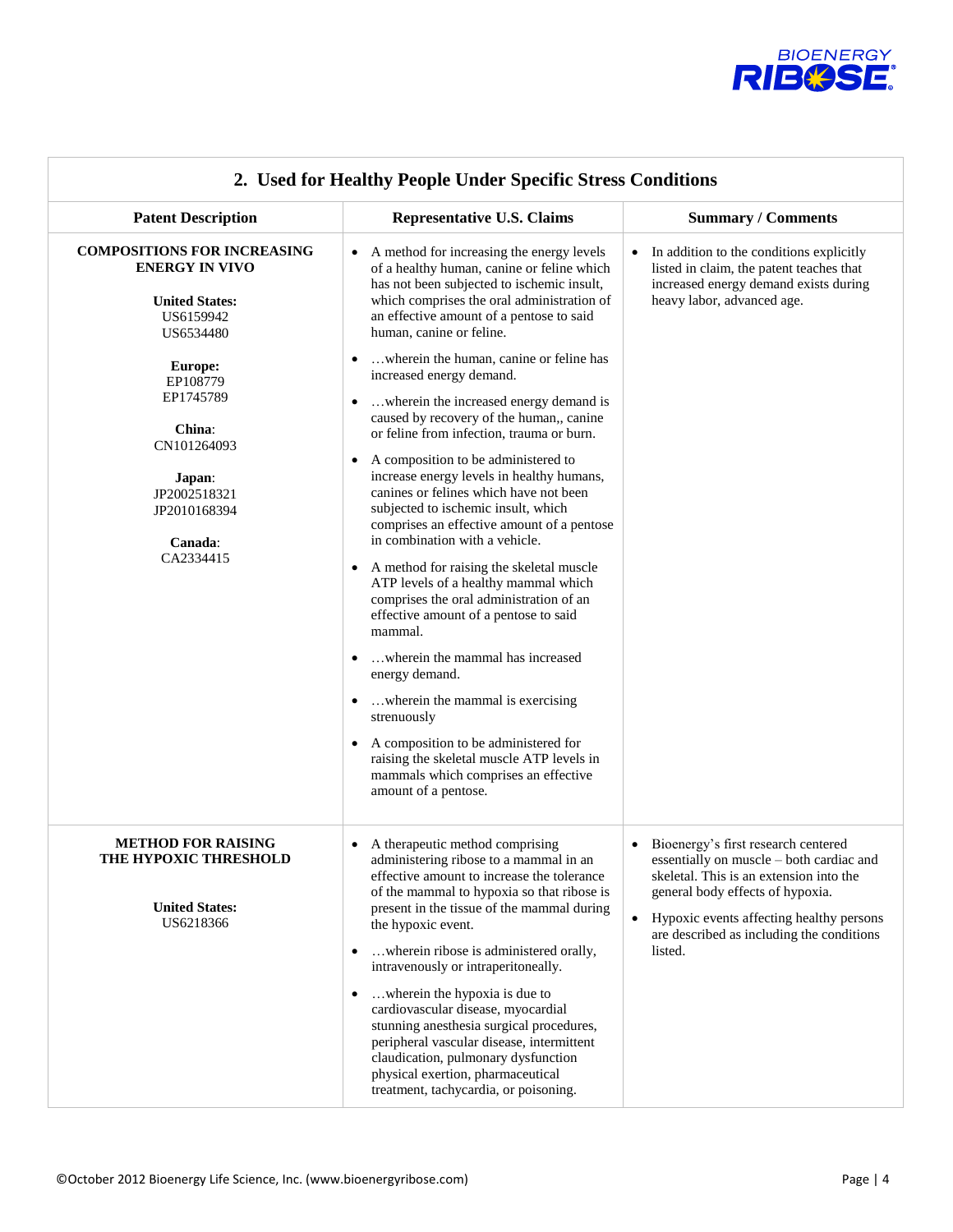## 2. Used for Healthy People Under Specific Stress Conditions

| Patent Description | Representative U.S. Claims | Summary / Comments |
|---|---|---|
| **COMPOSITIONS FOR INCREASING ENERGY IN VIVO**<br><br>**United States:**<br>US6159942<br>US6534480<br><br>**Europe:**<br>EP108779<br>EP1745789<br><br>**China**:<br>CN101264093<br><br>**Japan**:<br>JP2002518321<br>JP2010168394<br><br>**Canada**:<br>CA2334415 | • A method for increasing the energy levels of a healthy human, canine or feline which has not been subjected to ischemic insult, which comprises the oral administration of an effective amount of a pentose to said human, canine or feline.<br>• …wherein the human, canine or feline has increased energy demand.<br>• …wherein the increased energy demand is caused by recovery of the human,, canine or feline from infection, trauma or burn.<br>• A composition to be administered to increase energy levels in healthy humans, canines or felines which have not been subjected to ischemic insult, which comprises an effective amount of a pentose in combination with a vehicle.<br>• A method for raising the skeletal muscle ATP levels of a healthy mammal which comprises the oral administration of an effective amount of a pentose to said mammal.<br>• …wherein the mammal has increased energy demand.<br>• …wherein the mammal is exercising strenuously<br>• A composition to be administered for raising the skeletal muscle ATP levels in mammals which comprises an effective amount of a pentose. | • In addition to the conditions explicitly listed in claim, the patent teaches that increased energy demand exists during heavy labor, advanced age. |
| **METHOD FOR RAISING THE HYPOXIC THRESHOLD**<br><br>**United States:**<br>US6218366 | • A therapeutic method comprising administering ribose to a mammal in an effective amount to increase the tolerance of the mammal to hypoxia so that ribose is present in the tissue of the mammal during the hypoxic event.<br>• …wherein ribose is administered orally, intravenously or intraperitoneally.<br>• …wherein the hypoxia is due to cardiovascular disease, myocardial stunning anesthesia surgical procedures, peripheral vascular disease, intermittent claudication, pulmonary dysfunction physical exertion, pharmaceutical treatment, tachycardia, or poisoning. | • Bioenergy's first research centered essentially on muscle – both cardiac and skeletal. This is an extension into the general body effects of hypoxia.<br>• Hypoxic events affecting healthy persons are described as including the conditions listed. |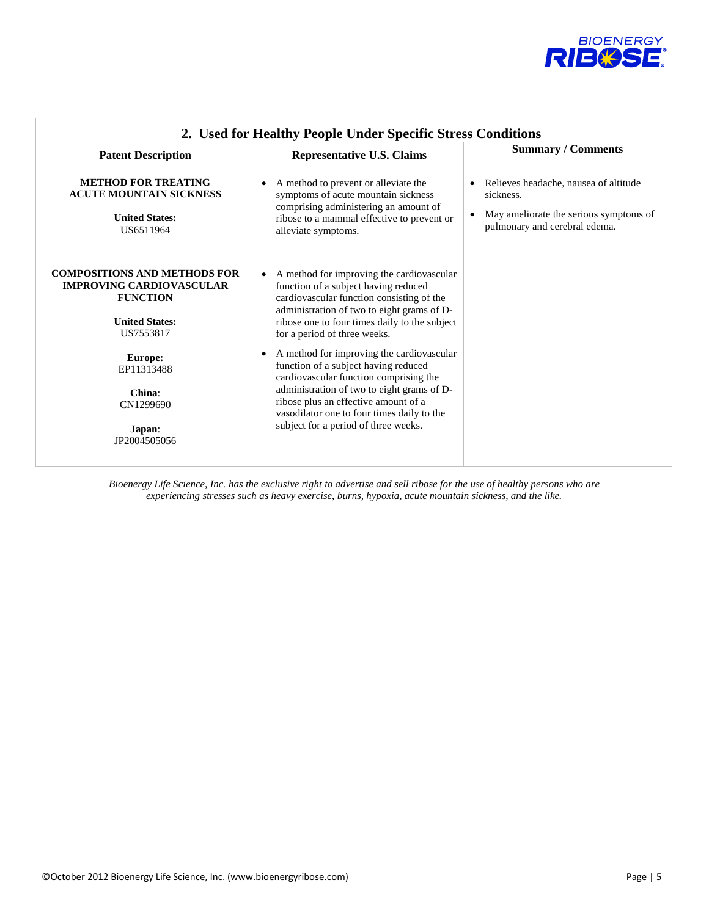## 2. Used for Healthy People Under Specific Stress Conditions

| Patent Description | Representative U.S. Claims | Summary / Comments |
|---|---|---|
| **METHOD FOR TREATING ACUTE MOUNTAIN SICKNESS**<br><br>**United States:**<br>US6511964 | • A method to prevent or alleviate the symptoms of acute mountain sickness comprising administering an amount of ribose to a mammal effective to prevent or alleviate symptoms. | • Relieves headache, nausea of altitude sickness.<br>• May ameliorate the serious symptoms of pulmonary and cerebral edema. |
| **COMPOSITIONS AND METHODS FOR IMPROVING CARDIOVASCULAR FUNCTION**<br><br>**United States:**<br>US7553817<br><br>**Europe:**<br>EP11313488<br><br>**China**:<br>CN1299690<br><br>**Japan**:<br>JP2004505056 | • A method for improving the cardiovascular function of a subject having reduced cardiovascular function consisting of the administration of two to eight grams of D-ribose one to four times daily to the subject for a period of three weeks.<br>• A method for improving the cardiovascular function of a subject having reduced cardiovascular function comprising the administration of two to eight grams of D-ribose plus an effective amount of a vasodilator one to four times daily to the subject for a period of three weeks. | |

*Bioenergy Life Science, Inc. has the exclusive right to advertise and sell ribose for the use of healthy persons who are experiencing stresses such as heavy exercise, burns, hypoxia, acute mountain sickness, and the like.*

©October 2012 Bioenergy Life Science, Inc. (www.bioenergyribose.com)